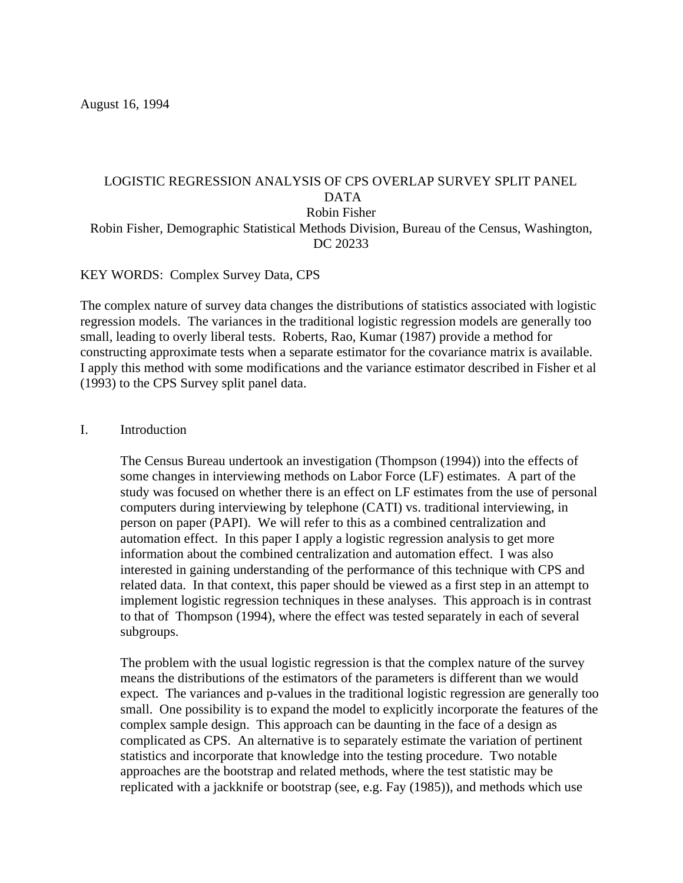August 16, 1994

# LOGISTIC REGRESSION ANALYSIS OF CPS OVERLAP SURVEY SPLIT PANEL DATA

Robin Fisher

Robin Fisher, Demographic Statistical Methods Division, Bureau of the Census, Washington, DC 20233

KEY WORDS: Complex Survey Data, CPS

The complex nature of survey data changes the distributions of statistics associated with logistic regression models. The variances in the traditional logistic regression models are generally too small, leading to overly liberal tests. Roberts, Rao, Kumar (1987) provide a method for constructing approximate tests when a separate estimator for the covariance matrix is available. I apply this method with some modifications and the variance estimator described in Fisher et al (1993) to the CPS Survey split panel data.

## I. Introduction

The Census Bureau undertook an investigation (Thompson (1994)) into the effects of some changes in interviewing methods on Labor Force (LF) estimates. A part of the study was focused on whether there is an effect on LF estimates from the use of personal computers during interviewing by telephone (CATI) vs. traditional interviewing, in person on paper (PAPI). We will refer to this as a combined centralization and automation effect. In this paper I apply a logistic regression analysis to get more information about the combined centralization and automation effect. I was also interested in gaining understanding of the performance of this technique with CPS and related data. In that context, this paper should be viewed as a first step in an attempt to implement logistic regression techniques in these analyses. This approach is in contrast to that of Thompson (1994), where the effect was tested separately in each of several subgroups.

The problem with the usual logistic regression is that the complex nature of the survey means the distributions of the estimators of the parameters is different than we would expect. The variances and p-values in the traditional logistic regression are generally too small. One possibility is to expand the model to explicitly incorporate the features of the complex sample design. This approach can be daunting in the face of a design as complicated as CPS. An alternative is to separately estimate the variation of pertinent statistics and incorporate that knowledge into the testing procedure. Two notable approaches are the bootstrap and related methods, where the test statistic may be replicated with a jackknife or bootstrap (see, e.g. Fay (1985)), and methods which use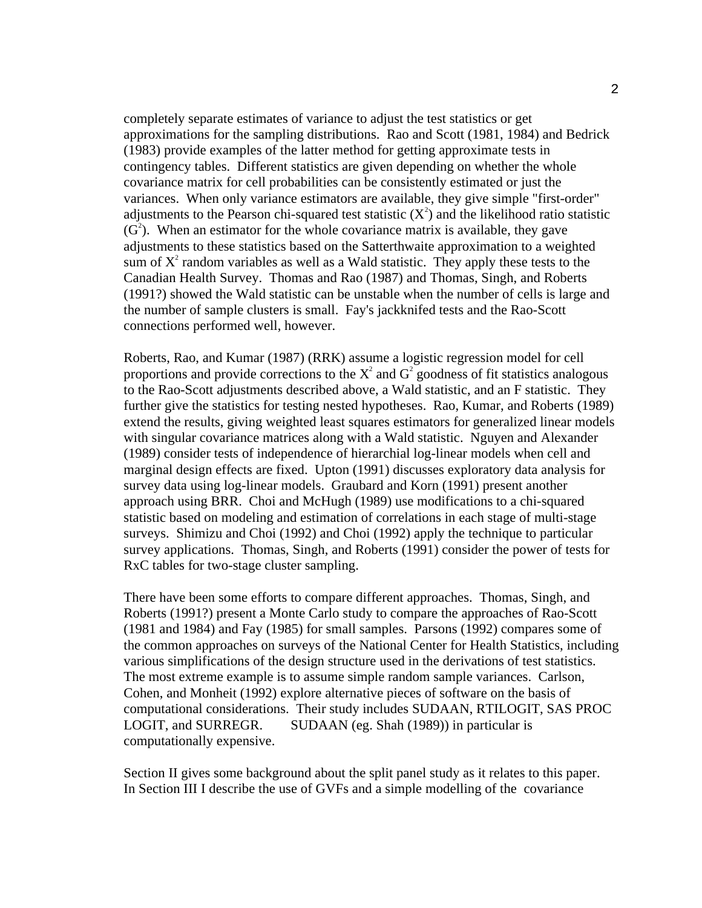completely separate estimates of variance to adjust the test statistics or get approximations for the sampling distributions. Rao and Scott (1981, 1984) and Bedrick (1983) provide examples of the latter method for getting approximate tests in contingency tables. Different statistics are given depending on whether the whole covariance matrix for cell probabilities can be consistently estimated or just the variances. When only variance estimators are available, they give simple "first-order" adjustments to the Pearson chi-squared test statistic ($X^2$) and the likelihood ratio statistic ($G^2$). When an estimator for the whole covariance matrix is available, they gave adjustments to these statistics based on the Satterthwaite approximation to a weighted sum of $X^2$ random variables as well as a Wald statistic. They apply these tests to the Canadian Health Survey. Thomas and Rao (1987) and Thomas, Singh, and Roberts (1991?) showed the Wald statistic can be unstable when the number of cells is large and the number of sample clusters is small. Fay's jackknifed tests and the Rao-Scott connections performed well, however.

Roberts, Rao, and Kumar (1987) (RRK) assume a logistic regression model for cell proportions and provide corrections to the $X^2$ and $G^2$ goodness of fit statistics analogous to the Rao-Scott adjustments described above, a Wald statistic, and an F statistic. They further give the statistics for testing nested hypotheses. Rao, Kumar, and Roberts (1989) extend the results, giving weighted least squares estimators for generalized linear models with singular covariance matrices along with a Wald statistic. Nguyen and Alexander (1989) consider tests of independence of hierarchial log-linear models when cell and marginal design effects are fixed. Upton (1991) discusses exploratory data analysis for survey data using log-linear models. Graubard and Korn (1991) present another approach using BRR. Choi and McHugh (1989) use modifications to a chi-squared statistic based on modeling and estimation of correlations in each stage of multi-stage surveys. Shimizu and Choi (1992) and Choi (1992) apply the technique to particular survey applications. Thomas, Singh, and Roberts (1991) consider the power of tests for RxC tables for two-stage cluster sampling.

There have been some efforts to compare different approaches. Thomas, Singh, and Roberts (1991?) present a Monte Carlo study to compare the approaches of Rao-Scott (1981 and 1984) and Fay (1985) for small samples. Parsons (1992) compares some of the common approaches on surveys of the National Center for Health Statistics, including various simplifications of the design structure used in the derivations of test statistics. The most extreme example is to assume simple random sample variances. Carlson, Cohen, and Monheit (1992) explore alternative pieces of software on the basis of computational considerations. Their study includes SUDAAN, RTILOGIT, SAS PROC LOGIT, and SURREGR. SUDAAN (eg. Shah (1989)) in particular is computationally expensive.

Section II gives some background about the split panel study as it relates to this paper. In Section III I describe the use of GVFs and a simple modelling of the covariance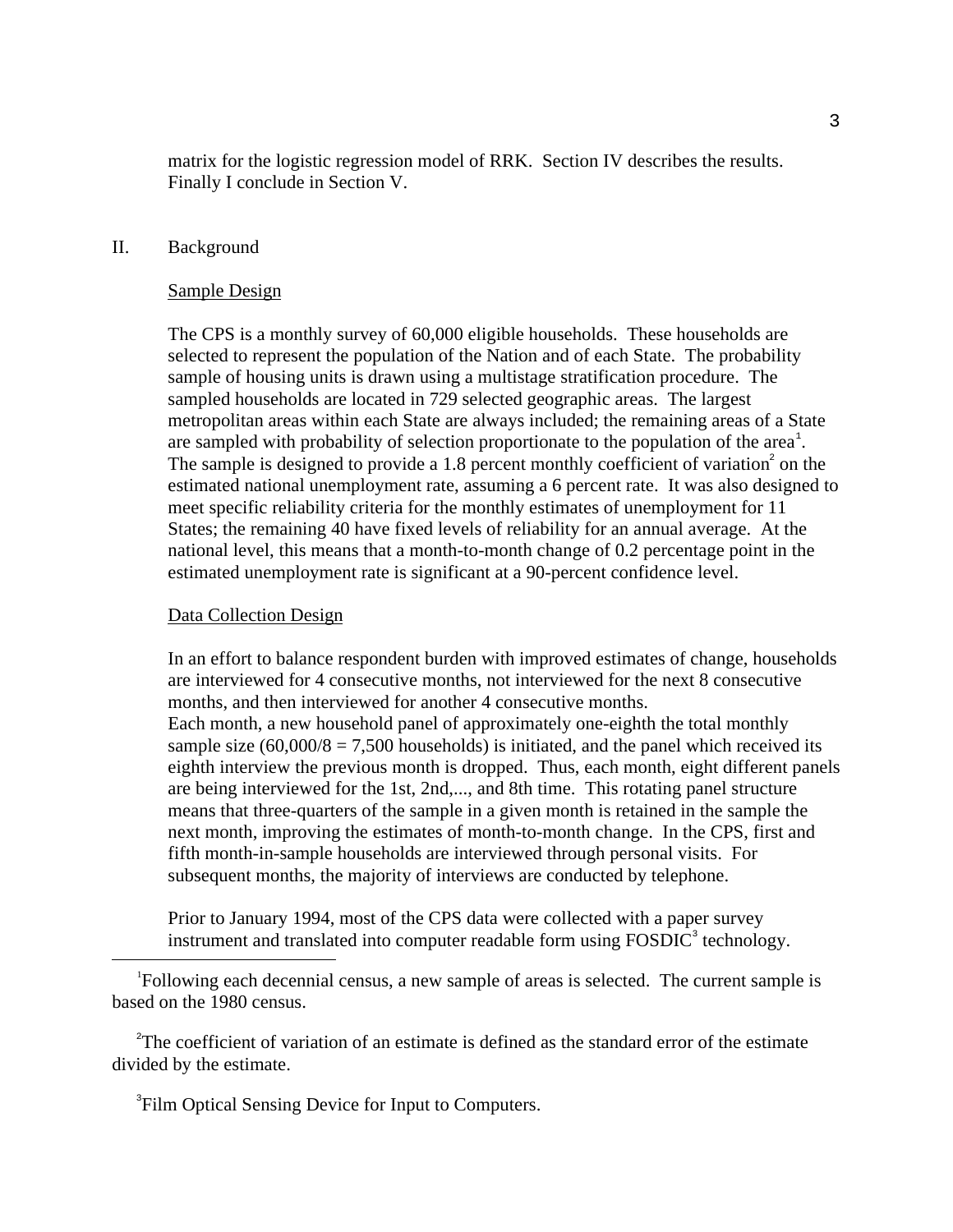matrix for the logistic regression model of RRK. Section IV describes the results. Finally I conclude in Section V.

## II. Background

### Sample Design

The CPS is a monthly survey of 60,000 eligible households. These households are selected to represent the population of the Nation and of each State. The probability sample of housing units is drawn using a multistage stratification procedure. The sampled households are located in 729 selected geographic areas. The largest metropolitan areas within each State are always included; the remaining areas of a State are sampled with probability of selection proportionate to the population of the area[1]. The sample is designed to provide a 1.8 percent monthly coefficient of variation[2] on the estimated national unemployment rate, assuming a 6 percent rate. It was also designed to meet specific reliability criteria for the monthly estimates of unemployment for 11 States; the remaining 40 have fixed levels of reliability for an annual average. At the national level, this means that a month-to-month change of 0.2 percentage point in the estimated unemployment rate is significant at a 90-percent confidence level.

### Data Collection Design

In an effort to balance respondent burden with improved estimates of change, households are interviewed for 4 consecutive months, not interviewed for the next 8 consecutive months, and then interviewed for another 4 consecutive months.
Each month, a new household panel of approximately one-eighth the total monthly sample size (60,000/8 = 7,500 households) is initiated, and the panel which received its eighth interview the previous month is dropped. Thus, each month, eight different panels are being interviewed for the 1st, 2nd,..., and 8th time. This rotating panel structure means that three-quarters of the sample in a given month is retained in the sample the next month, improving the estimates of month-to-month change. In the CPS, first and fifth month-in-sample households are interviewed through personal visits. For subsequent months, the majority of interviews are conducted by telephone.

Prior to January 1994, most of the CPS data were collected with a paper survey instrument and translated into computer readable form using FOSDIC[3] technology.

---

[1] Following each decennial census, a new sample of areas is selected. The current sample is based on the 1980 census.

[2] The coefficient of variation of an estimate is defined as the standard error of the estimate divided by the estimate.

[3] Film Optical Sensing Device for Input to Computers.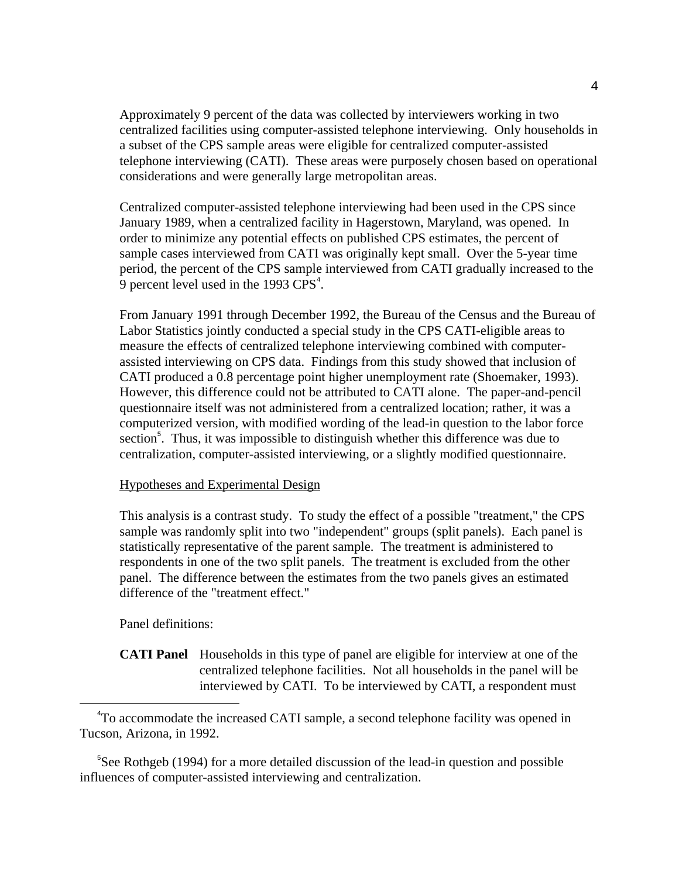Approximately 9 percent of the data was collected by interviewers working in two centralized facilities using computer-assisted telephone interviewing. Only households in a subset of the CPS sample areas were eligible for centralized computer-assisted telephone interviewing (CATI). These areas were purposely chosen based on operational considerations and were generally large metropolitan areas.

Centralized computer-assisted telephone interviewing had been used in the CPS since January 1989, when a centralized facility in Hagerstown, Maryland, was opened. In order to minimize any potential effects on published CPS estimates, the percent of sample cases interviewed from CATI was originally kept small. Over the 5-year time period, the percent of the CPS sample interviewed from CATI gradually increased to the 9 percent level used in the 1993 CPS[4].

From January 1991 through December 1992, the Bureau of the Census and the Bureau of Labor Statistics jointly conducted a special study in the CPS CATI-eligible areas to measure the effects of centralized telephone interviewing combined with computer-assisted interviewing on CPS data. Findings from this study showed that inclusion of CATI produced a 0.8 percentage point higher unemployment rate (Shoemaker, 1993). However, this difference could not be attributed to CATI alone. The paper-and-pencil questionnaire itself was not administered from a centralized location; rather, it was a computerized version, with modified wording of the lead-in question to the labor force section[5]. Thus, it was impossible to distinguish whether this difference was due to centralization, computer-assisted interviewing, or a slightly modified questionnaire.

<u>Hypotheses and Experimental Design</u>

This analysis is a contrast study. To study the effect of a possible "treatment," the CPS sample was randomly split into two "independent" groups (split panels). Each panel is statistically representative of the parent sample. The treatment is administered to respondents in one of the two split panels. The treatment is excluded from the other panel. The difference between the estimates from the two panels gives an estimated difference of the "treatment effect."

Panel definitions:

**CATI Panel** Households in this type of panel are eligible for interview at one of the centralized telephone facilities. Not all households in the panel will be interviewed by CATI. To be interviewed by CATI, a respondent must

[4] To accommodate the increased CATI sample, a second telephone facility was opened in Tucson, Arizona, in 1992.

[5] See Rothgeb (1994) for a more detailed discussion of the lead-in question and possible influences of computer-assisted interviewing and centralization.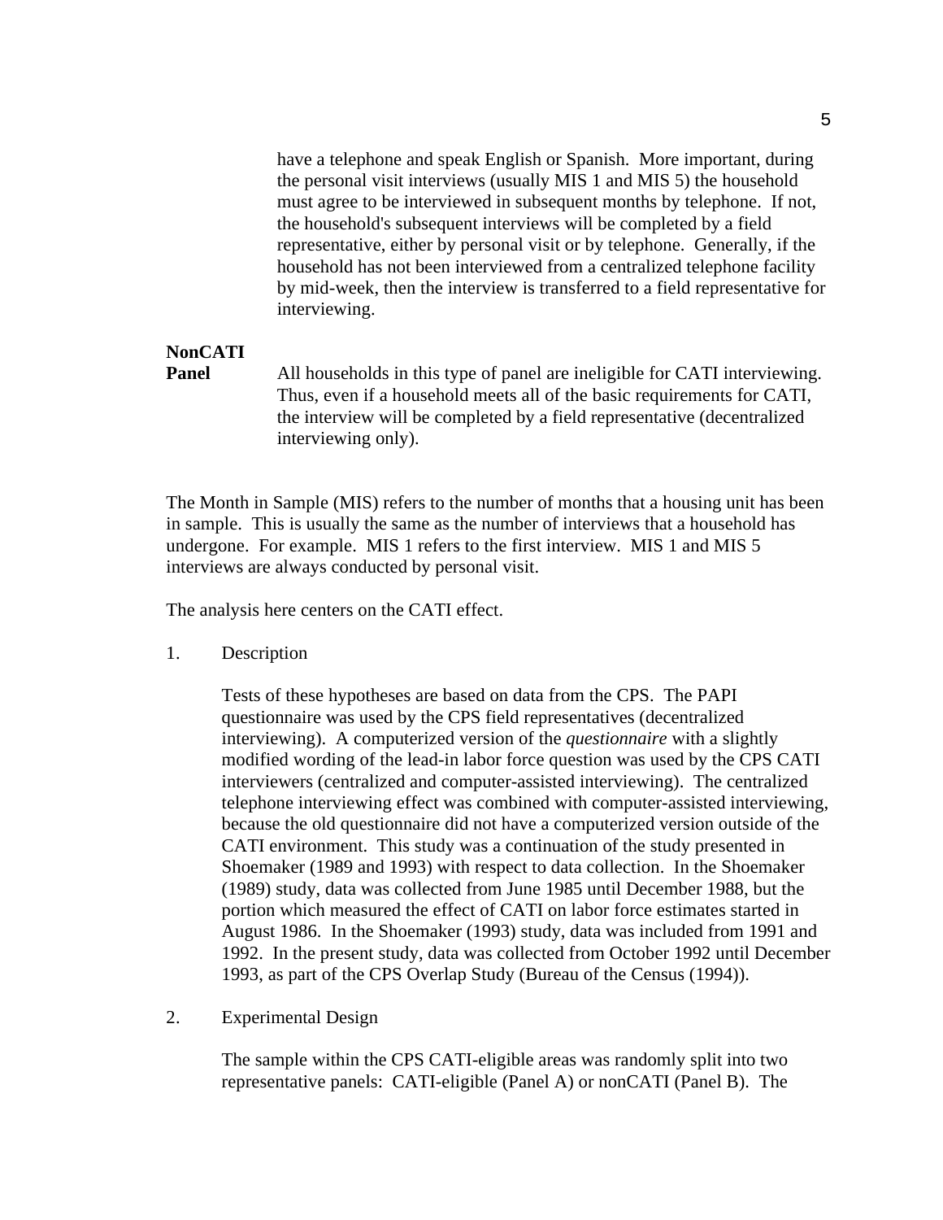have a telephone and speak English or Spanish.  More important, during the personal visit interviews (usually MIS 1 and MIS 5) the household must agree to be interviewed in subsequent months by telephone.  If not, the household's subsequent interviews will be completed by a field representative, either by personal visit or by telephone.  Generally, if the household has not been interviewed from a centralized telephone facility by mid-week, then the interview is transferred to a field representative for interviewing.

**NonCATI Panel** All households in this type of panel are ineligible for CATI interviewing. Thus, even if a household meets all of the basic requirements for CATI, the interview will be completed by a field representative (decentralized interviewing only).

The Month in Sample (MIS) refers to the number of months that a housing unit has been in sample.  This is usually the same as the number of interviews that a household has undergone.  For example.  MIS 1 refers to the first interview.  MIS 1 and MIS 5 interviews are always conducted by personal visit.

The analysis here centers on the CATI effect.

1. Description

   Tests of these hypotheses are based on data from the CPS.  The PAPI questionnaire was used by the CPS field representatives (decentralized interviewing).  A computerized version of the *questionnaire* with a slightly modified wording of the lead-in labor force question was used by the CPS CATI interviewers (centralized and computer-assisted interviewing).  The centralized telephone interviewing effect was combined with computer-assisted interviewing, because the old questionnaire did not have a computerized version outside of the CATI environment.  This study was a continuation of the study presented in Shoemaker (1989 and 1993) with respect to data collection.  In the Shoemaker (1989) study, data was collected from June 1985 until December 1988, but the portion which measured the effect of CATI on labor force estimates started in August 1986.  In the Shoemaker (1993) study, data was included from 1991 and 1992.  In the present study, data was collected from October 1992 until December 1993, as part of the CPS Overlap Study (Bureau of the Census (1994)).

2. Experimental Design

   The sample within the CPS CATI-eligible areas was randomly split into two representative panels:  CATI-eligible (Panel A) or nonCATI (Panel B).  The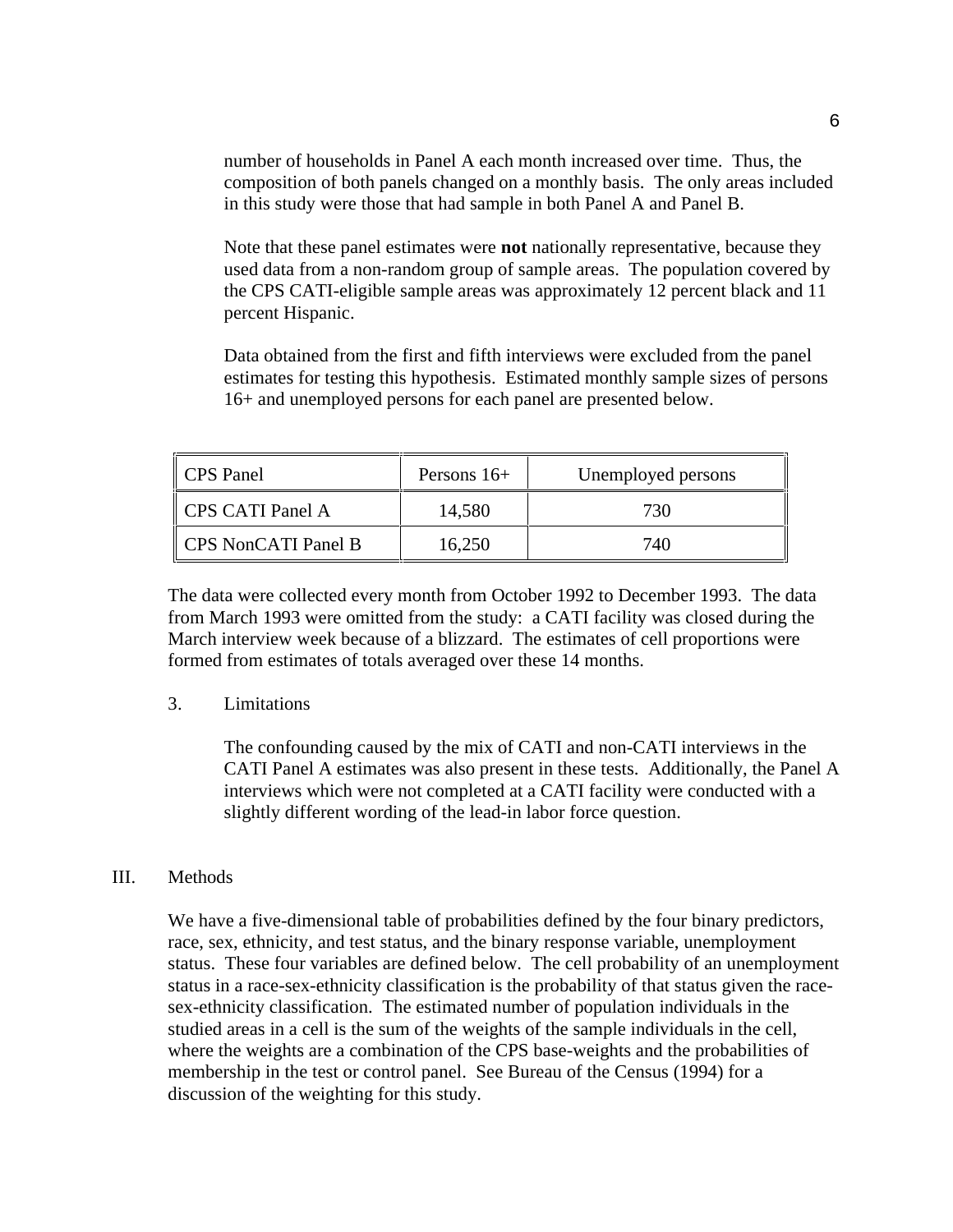number of households in Panel A each month increased over time. Thus, the composition of both panels changed on a monthly basis. The only areas included in this study were those that had sample in both Panel A and Panel B.

Note that these panel estimates were **not** nationally representative, because they used data from a non-random group of sample areas. The population covered by the CPS CATI-eligible sample areas was approximately 12 percent black and 11 percent Hispanic.

Data obtained from the first and fifth interviews were excluded from the panel estimates for testing this hypothesis. Estimated monthly sample sizes of persons 16+ and unemployed persons for each panel are presented below.

| CPS Panel | Persons 16+ | Unemployed persons |
|---|---|---|
| CPS CATI Panel A | 14,580 | 730 |
| CPS NonCATI Panel B | 16,250 | 740 |

The data were collected every month from October 1992 to December 1993. The data from March 1993 were omitted from the study: a CATI facility was closed during the March interview week because of a blizzard. The estimates of cell proportions were formed from estimates of totals averaged over these 14 months.

3. Limitations

The confounding caused by the mix of CATI and non-CATI interviews in the CATI Panel A estimates was also present in these tests. Additionally, the Panel A interviews which were not completed at a CATI facility were conducted with a slightly different wording of the lead-in labor force question.

## III. Methods

We have a five-dimensional table of probabilities defined by the four binary predictors, race, sex, ethnicity, and test status, and the binary response variable, unemployment status. These four variables are defined below. The cell probability of an unemployment status in a race-sex-ethnicity classification is the probability of that status given the race-sex-ethnicity classification. The estimated number of population individuals in the studied areas in a cell is the sum of the weights of the sample individuals in the cell, where the weights are a combination of the CPS base-weights and the probabilities of membership in the test or control panel. See Bureau of the Census (1994) for a discussion of the weighting for this study.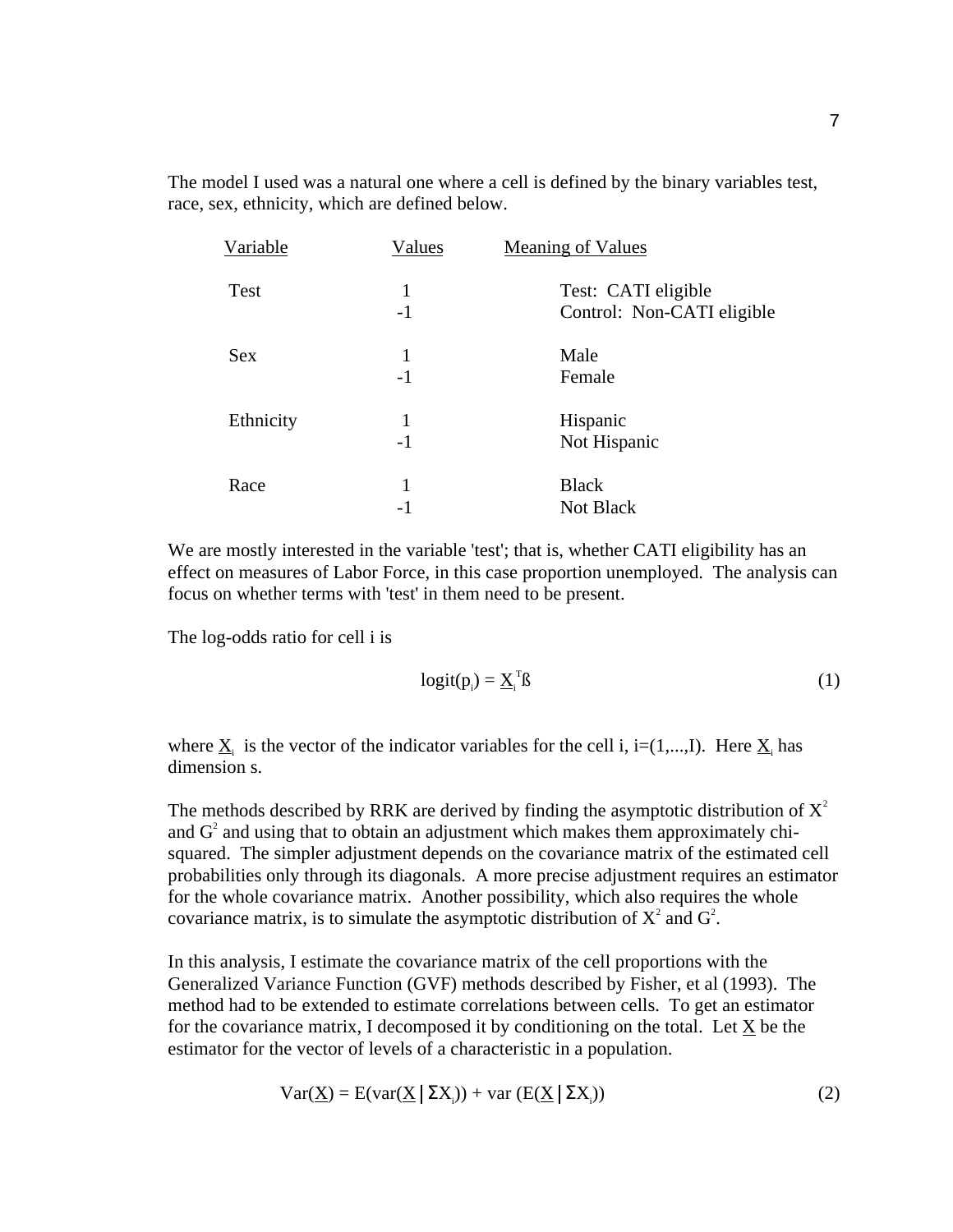The model I used was a natural one where a cell is defined by the binary variables test, race, sex, ethnicity, which are defined below.

| Variable | Values | Meaning of Values |
|---|---|---|
| Test | 1 | Test: CATI eligible |
| | -1 | Control: Non-CATI eligible |
| Sex | 1 | Male |
| | -1 | Female |
| Ethnicity | 1 | Hispanic |
| | -1 | Not Hispanic |
| Race | 1 | Black |
| | -1 | Not Black |

We are mostly interested in the variable 'test'; that is, whether CATI eligibility has an effect on measures of Labor Force, in this case proportion unemployed. The analysis can focus on whether terms with 'test' in them need to be present.

The log-odds ratio for cell i is

$$\text{logit}(p_i) = \underline{X}_i^T ß \tag{1}$$

where $\underline{X}_i$ is the vector of the indicator variables for the cell i, i=(1,...,I). Here $\underline{X}_i$ has dimension s.

The methods described by RRK are derived by finding the asymptotic distribution of $X^2$ and $G^2$ and using that to obtain an adjustment which makes them approximately chi-squared. The simpler adjustment depends on the covariance matrix of the estimated cell probabilities only through its diagonals. A more precise adjustment requires an estimator for the whole covariance matrix. Another possibility, which also requires the whole covariance matrix, is to simulate the asymptotic distribution of $X^2$ and $G^2$.

In this analysis, I estimate the covariance matrix of the cell proportions with the Generalized Variance Function (GVF) methods described by Fisher, et al (1993). The method had to be extended to estimate correlations between cells. To get an estimator for the covariance matrix, I decomposed it by conditioning on the total. Let $\underline{X}$ be the estimator for the vector of levels of a characteristic in a population.

$$\text{Var}(\underline{X}) = E(\text{var}(\underline{X} \mid \Sigma X_j)) + \text{var}(E(\underline{X} \mid \Sigma X_j)) \tag{2}$$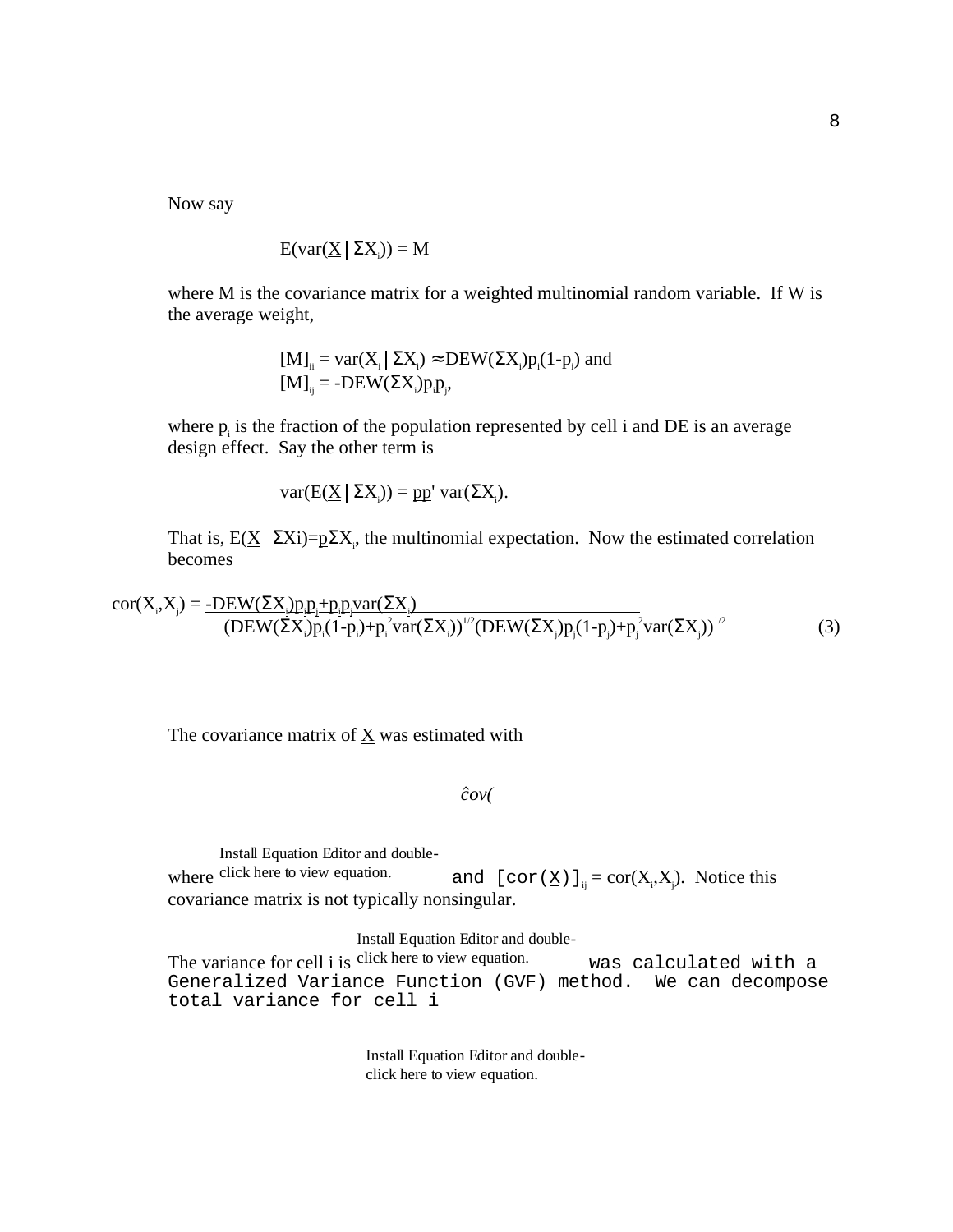Now say

$$E(var(\underline{X} | \Sigma X_i)) = M$$

where M is the covariance matrix for a weighted multinomial random variable. If W is the average weight,

$$[M]_{ii} = var(X_i | \Sigma X_i) \approx DEW(\Sigma X_i)p_i(1-p_i) \text{ and}$$
$$[M]_{ij} = -DEW(\Sigma X_i)p_i p_j,$$

where $p_i$ is the fraction of the population represented by cell i and DE is an average design effect. Say the other term is

$$var(E(\underline{X} | \Sigma X_i)) = \underline{pp}' \, var(\Sigma X_i).$$

That is, $E(\underline{X} \; \Sigma Xi)=\underline{p}\Sigma X_i$, the multinomial expectation. Now the estimated correlation becomes

$$cor(X_i,X_j) = \frac{-DEW(\Sigma X_i)p_i p_j + p_i p_j var(\Sigma X_i)}{(DEW(\Sigma X_i)p_i(1-p_i)+p_i^2 var(\Sigma X_i))^{1/2}(DEW(\Sigma X_j)p_j(1-p_j)+p_j^2 var(\Sigma X_j))^{1/2}} \quad (3)$$

The covariance matrix of $\underline{X}$ was estimated with

$\hat{c}ov($

Install Equation Editor and double-click here to view equation.

where Install Equation Editor and double-click here to view equation. and $[cor(\underline{X})]_{ij} = cor(X_i,X_j)$. Notice this covariance matrix is not typically nonsingular.

The variance for cell i is Install Equation Editor and double-click here to view equation. was calculated with a Generalized Variance Function (GVF) method. We can decompose total variance for cell i

Install Equation Editor and double-click here to view equation.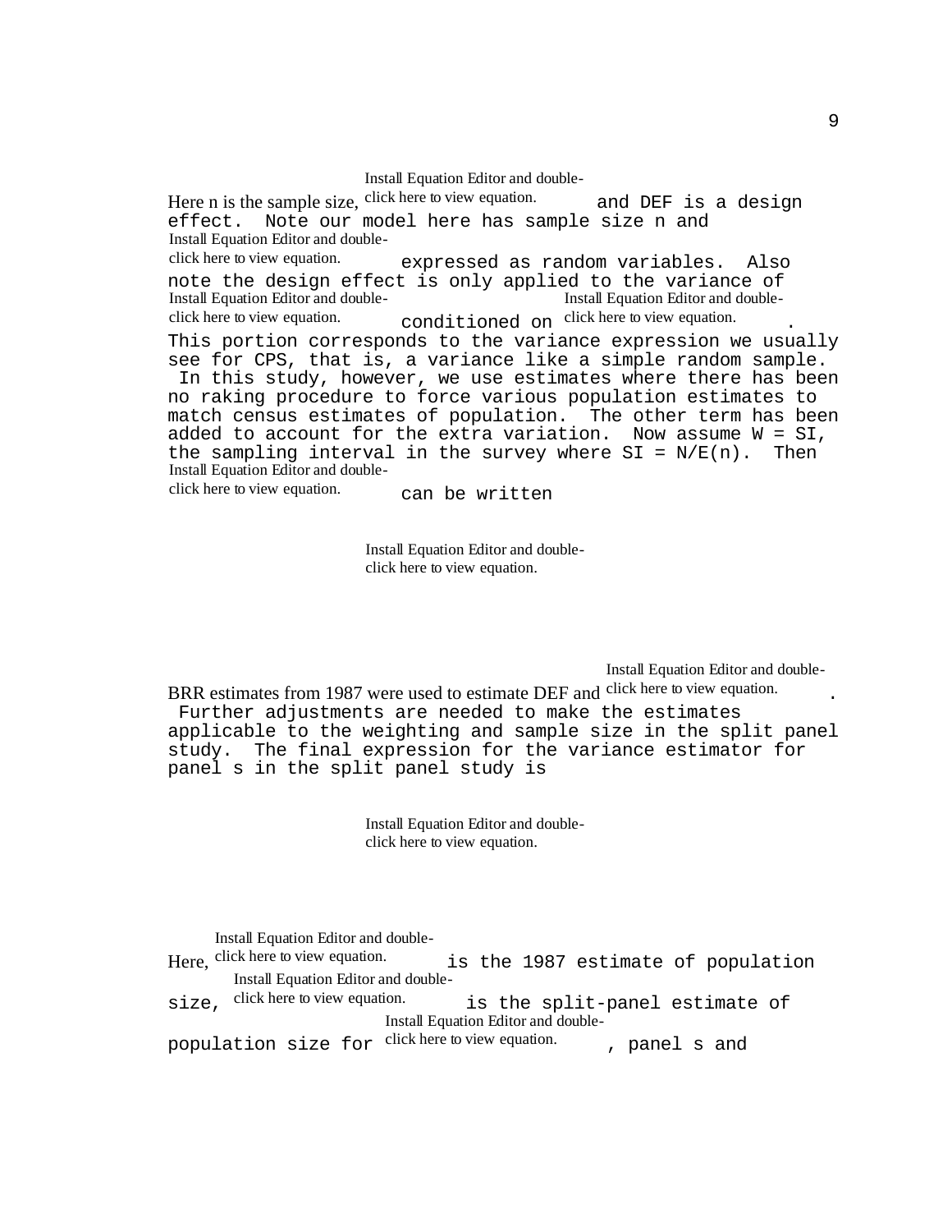Here n is the sample size, Install Equation Editor and double-click here to view equation. and DEF is a design effect. Note our model here has sample size n and Install Equation Editor and double-click here to view equation. expressed as random variables. Also note the design effect is only applied to the variance of Install Equation Editor and double-click here to view equation. conditioned on Install Equation Editor and double-click here to view equation. . This portion corresponds to the variance expression we usually see for CPS, that is, a variance like a simple random sample. In this study, however, we use estimates where there has been no raking procedure to force various population estimates to match census estimates of population. The other term has been added to account for the extra variation. Now assume W = SI, the sampling interval in the survey where SI = N/E(n). Then Install Equation Editor and double-click here to view equation. can be written

Install Equation Editor and double-click here to view equation.

BRR estimates from 1987 were used to estimate DEF and Install Equation Editor and double-click here to view equation. . Further adjustments are needed to make the estimates applicable to the weighting and sample size in the split panel study. The final expression for the variance estimator for panel s in the split panel study is

Install Equation Editor and double-click here to view equation.

Here, Install Equation Editor and double-click here to view equation. is the 1987 estimate of population size, Install Equation Editor and double-click here to view equation. is the split-panel estimate of population size for Install Equation Editor and double-click here to view equation. , panel s and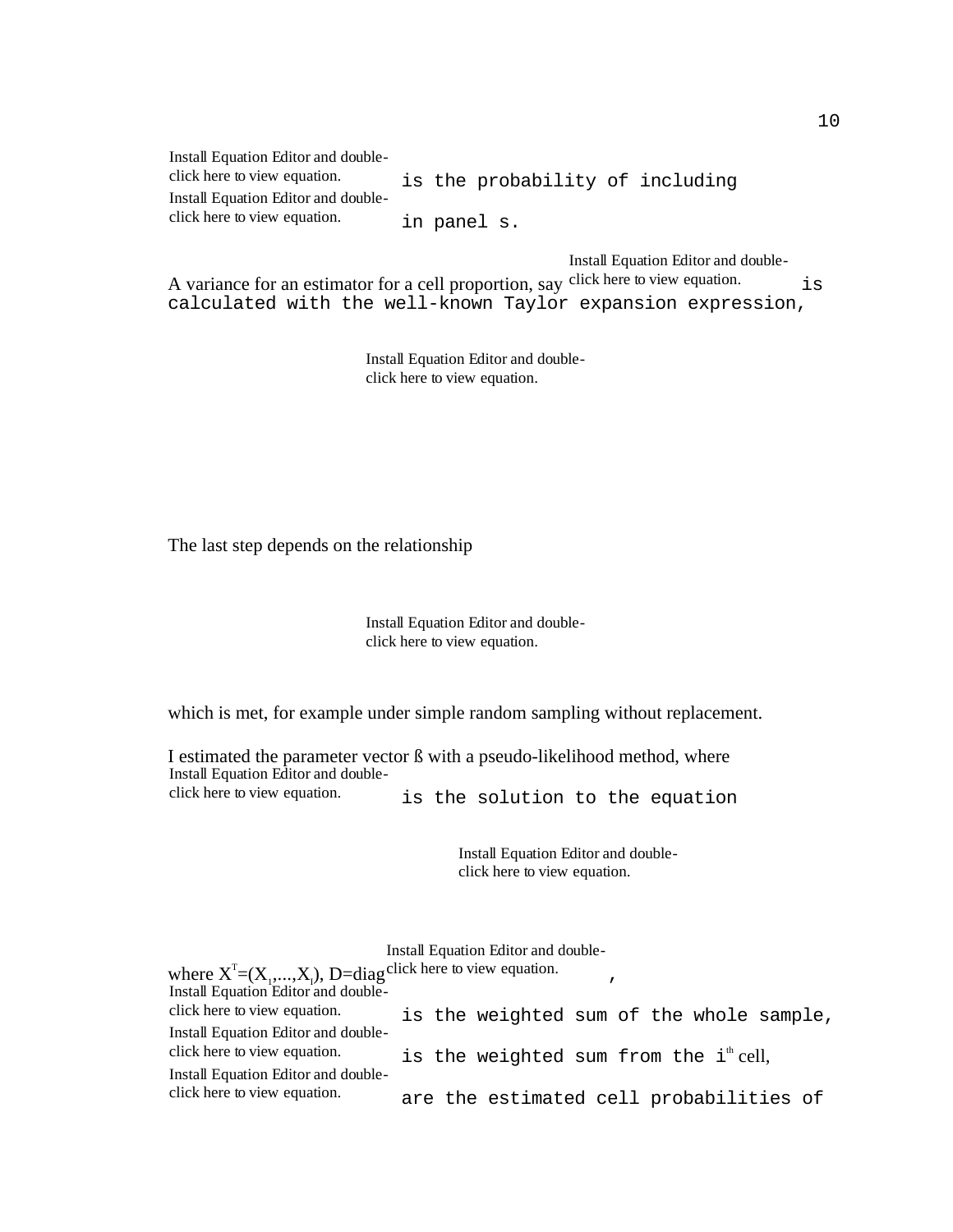Install Equation Editor and double-click here to view equation. is the probability of including Install Equation Editor and double-click here to view equation. in panel s.

A variance for an estimator for a cell proportion, say Install Equation Editor and double-click here to view equation. is calculated with the well-known Taylor expansion expression,

Install Equation Editor and double-click here to view equation.

The last step depends on the relationship

Install Equation Editor and double-click here to view equation.

which is met, for example under simple random sampling without replacement.

I estimated the parameter vector ß with a pseudo-likelihood method, where Install Equation Editor and double-click here to view equation. is the solution to the equation

Install Equation Editor and double-click here to view equation.

where $X^T=(X_1,...,X_I)$, D=diag Install Equation Editor and double-click here to view equation. , Install Equation Editor and double-click here to view equation. is the weighted sum of the whole sample, Install Equation Editor and double-click here to view equation. is the weighted sum from the $i^{th}$ cell, Install Equation Editor and double-click here to view equation. are the estimated cell probabilities of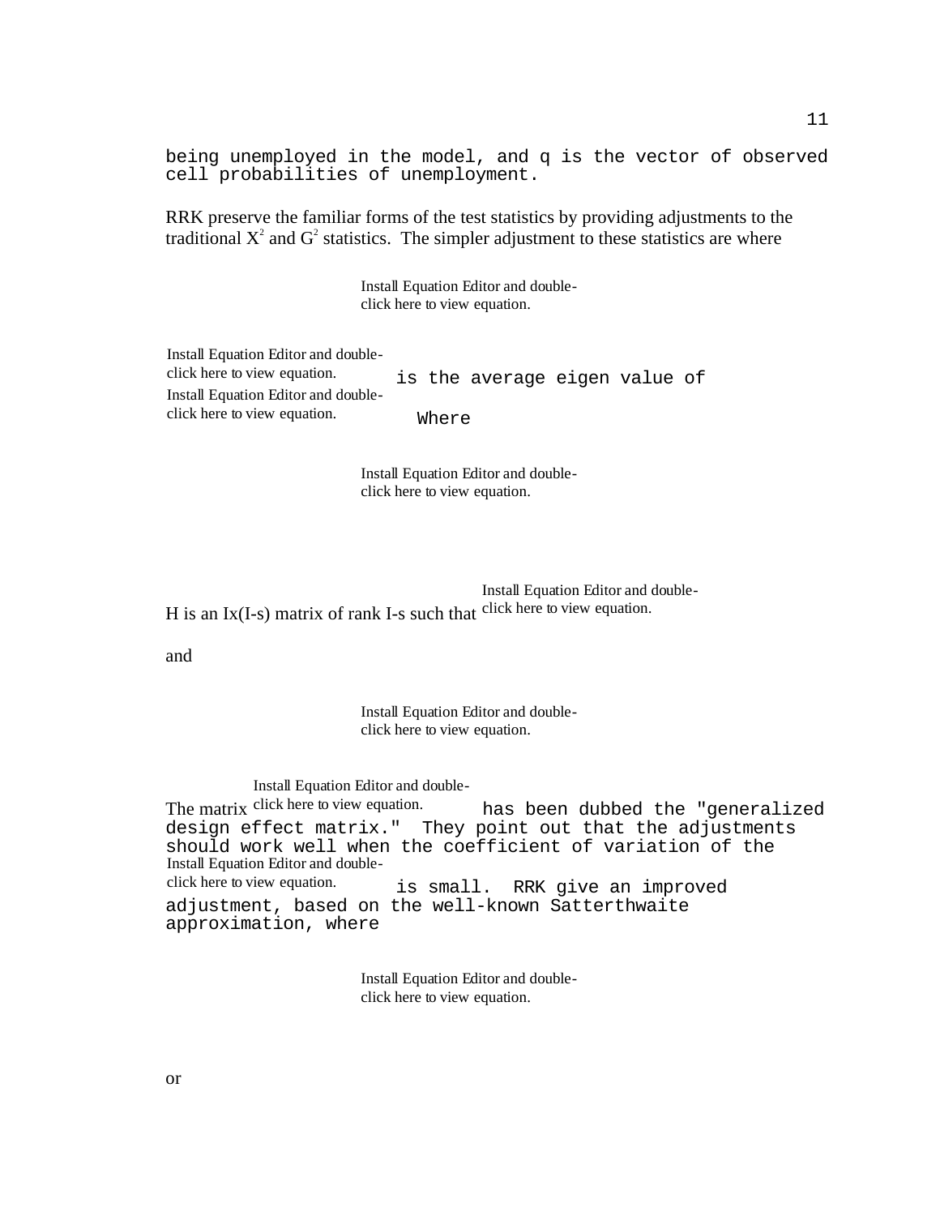being unemployed in the model, and q is the vector of observed cell probabilities of unemployment.

RRK preserve the familiar forms of the test statistics by providing adjustments to the traditional $X^2$ and $G^2$ statistics. The simpler adjustment to these statistics are where

Install Equation Editor and double-click here to view equation.

Install Equation Editor and double-click here to view equation. is the average eigen value of

Install Equation Editor and double-click here to view equation. Where

Install Equation Editor and double-click here to view equation.

H is an Ix(I-s) matrix of rank I-s such that Install Equation Editor and double-click here to view equation.

and

Install Equation Editor and double-click here to view equation.

The matrix Install Equation Editor and double-click here to view equation. has been dubbed the "generalized design effect matrix." They point out that the adjustments should work well when the coefficient of variation of the Install Equation Editor and double-click here to view equation. is small. RRK give an improved adjustment, based on the well-known Satterthwaite approximation, where

Install Equation Editor and double-click here to view equation.

or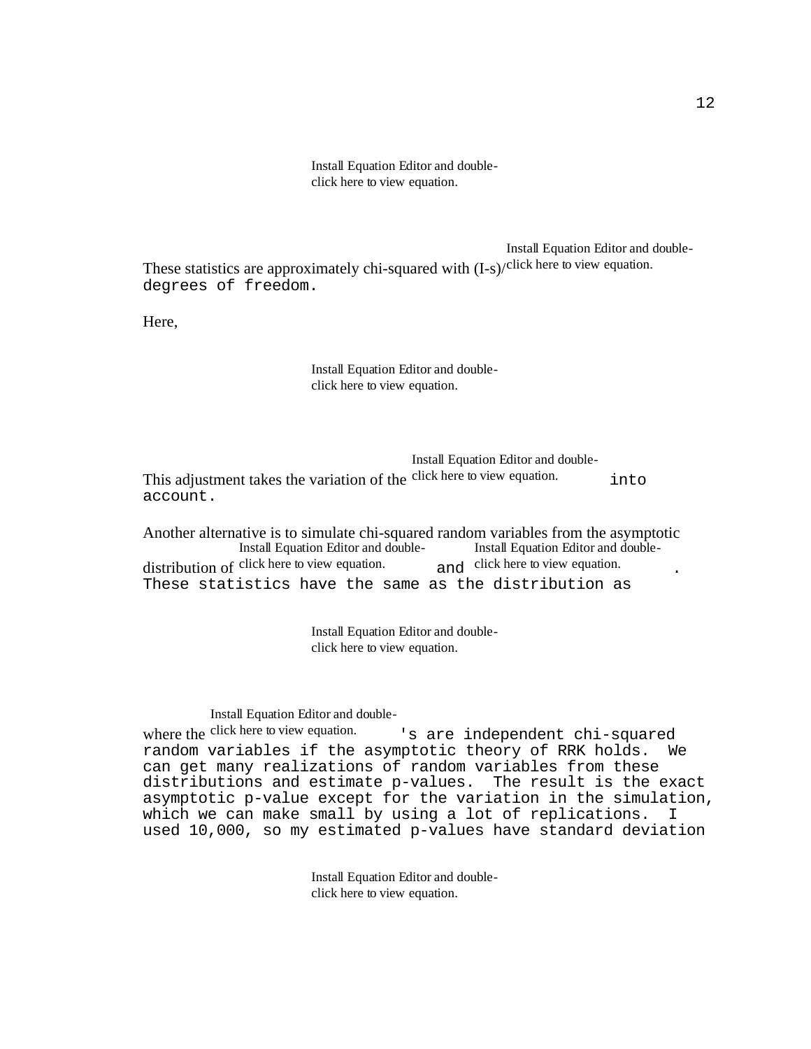Install Equation Editor and double-click here to view equation.

These statistics are approximately chi-squared with (I-s)/Install Equation Editor and double-click here to view equation. degrees of freedom.

Here,

Install Equation Editor and double-click here to view equation.

This adjustment takes the variation of the Install Equation Editor and double-click here to view equation. into account.

Another alternative is to simulate chi-squared random variables from the asymptotic distribution of Install Equation Editor and double-click here to view equation. and Install Equation Editor and double-click here to view equation.. These statistics have the same as the distribution as

Install Equation Editor and double-click here to view equation.

where the Install Equation Editor and double-click here to view equation.'s are independent chi-squared random variables if the asymptotic theory of RRK holds. We can get many realizations of random variables from these distributions and estimate p-values. The result is the exact asymptotic p-value except for the variation in the simulation, which we can make small by using a lot of replications. I used 10,000, so my estimated p-values have standard deviation

Install Equation Editor and double-click here to view equation.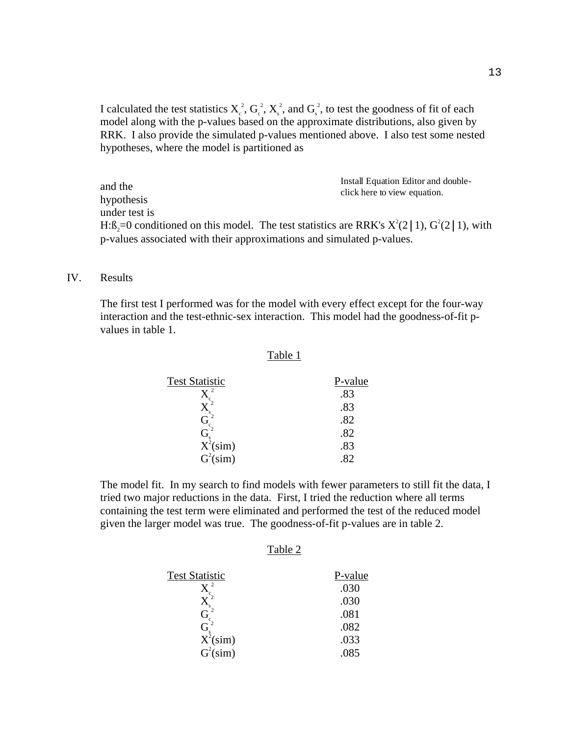I calculated the test statistics $X_c^2$, $G_c^2$, $X_s^2$, and $G_s^2$, to test the goodness of fit of each model along with the p-values based on the approximate distributions, also given by RRK. I also provide the simulated p-values mentioned above. I also test some nested hypotheses, where the model is partitioned as

Install Equation Editor and double-click here to view equation.

and the hypothesis under test is H:$\beta_2$=0 conditioned on this model. The test statistics are RRK's $X^2(2|1)$, $G^2(2|1)$, with p-values associated with their approximations and simulated p-values.

IV. Results

The first test I performed was for the model with every effect except for the four-way interaction and the test-ethnic-sex interaction. This model had the goodness-of-fit p-values in table 1.

Table 1

| Test Statistic | P-value |
|---|---|
| $X_c^2$ | .83 |
| $X_s^2$ | .83 |
| $G_c^2$ | .82 |
| $G_s^2$ | .82 |
| $X^2$(sim) | .83 |
| $G^2$(sim) | .82 |

The model fit. In my search to find models with fewer parameters to still fit the data, I tried two major reductions in the data. First, I tried the reduction where all terms containing the test term were eliminated and performed the test of the reduced model given the larger model was true. The goodness-of-fit p-values are in table 2.

Table 2

| Test Statistic | P-value |
|---|---|
| $X_c^2$ | .030 |
| $X_s^2$ | .030 |
| $G_c^2$ | .081 |
| $G_s^2$ | .082 |
| $X^2$(sim) | .033 |
| $G^2$(sim) | .085 |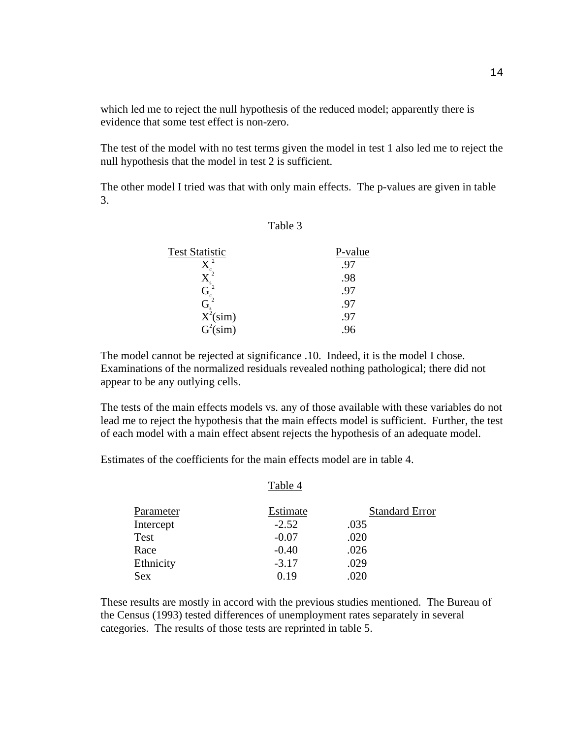which led me to reject the null hypothesis of the reduced model; apparently there is evidence that some test effect is non-zero.

The test of the model with no test terms given the model in test 1 also led me to reject the null hypothesis that the model in test 2 is sufficient.

The other model I tried was that with only main effects. The p-values are given in table 3.

Table 3

| Test Statistic | P-value |
|---|---|
| $X_c^2$ | .97 |
| $X_s^2$ | .98 |
| $G_c^2$ | .97 |
| $G_s^2$ | .97 |
| $X^2$(sim) | .97 |
| $G^2$(sim) | .96 |

The model cannot be rejected at significance .10. Indeed, it is the model I chose. Examinations of the normalized residuals revealed nothing pathological; there did not appear to be any outlying cells.

The tests of the main effects models vs. any of those available with these variables do not lead me to reject the hypothesis that the main effects model is sufficient. Further, the test of each model with a main effect absent rejects the hypothesis of an adequate model.

Estimates of the coefficients for the main effects model are in table 4.

Table 4

| Parameter | Estimate | Standard Error |
|---|---|---|
| Intercept | -2.52 | .035 |
| Test | -0.07 | .020 |
| Race | -0.40 | .026 |
| Ethnicity | -3.17 | .029 |
| Sex | 0.19 | .020 |

These results are mostly in accord with the previous studies mentioned. The Bureau of the Census (1993) tested differences of unemployment rates separately in several categories. The results of those tests are reprinted in table 5.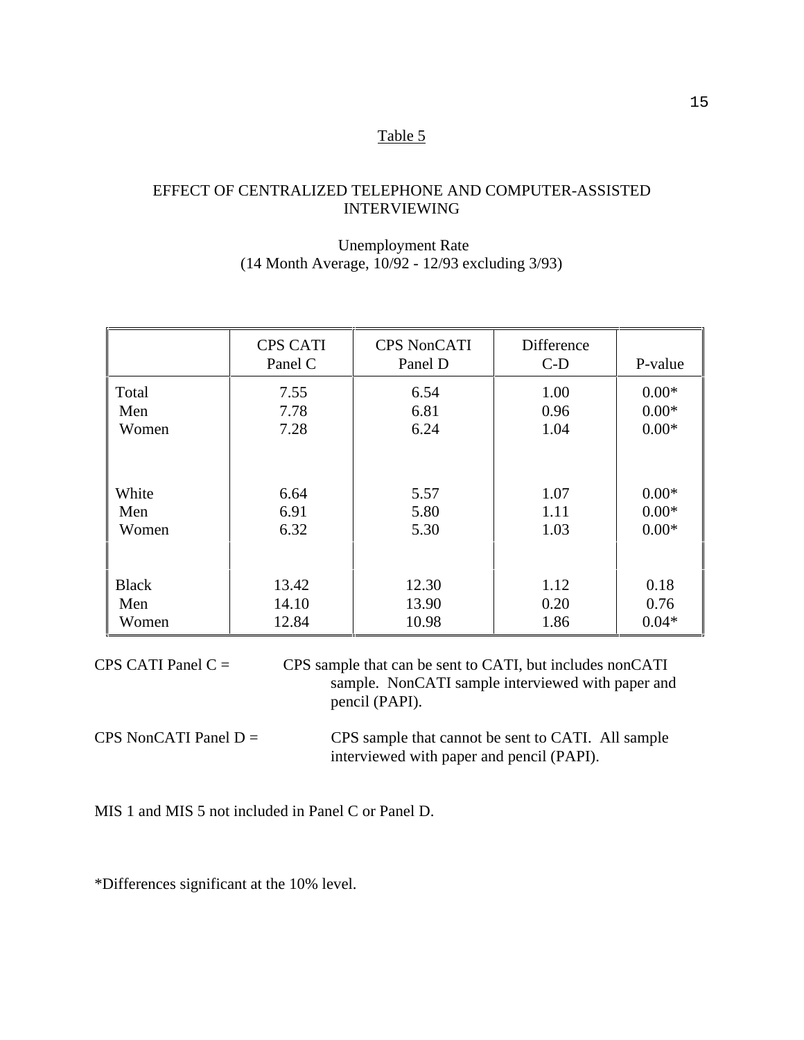Table 5

# EFFECT OF CENTRALIZED TELEPHONE AND COMPUTER-ASSISTED INTERVIEWING

Unemployment Rate
(14 Month Average, 10/92 - 12/93 excluding 3/93)

| | CPS CATI Panel C | CPS NonCATI Panel D | Difference C-D | P-value |
|---|---|---|---|---|
| Total | 7.55 | 6.54 | 1.00 | 0.00* |
| Men | 7.78 | 6.81 | 0.96 | 0.00* |
| Women | 7.28 | 6.24 | 1.04 | 0.00* |
| White | 6.64 | 5.57 | 1.07 | 0.00* |
| Men | 6.91 | 5.80 | 1.11 | 0.00* |
| Women | 6.32 | 5.30 | 1.03 | 0.00* |
| Black | 13.42 | 12.30 | 1.12 | 0.18 |
| Men | 14.10 | 13.90 | 0.20 | 0.76 |
| Women | 12.84 | 10.98 | 1.86 | 0.04* |

CPS CATI Panel C = CPS sample that can be sent to CATI, but includes nonCATI sample. NonCATI sample interviewed with paper and pencil (PAPI).

CPS NonCATI Panel D = CPS sample that cannot be sent to CATI. All sample interviewed with paper and pencil (PAPI).

MIS 1 and MIS 5 not included in Panel C or Panel D.

*Differences significant at the 10% level.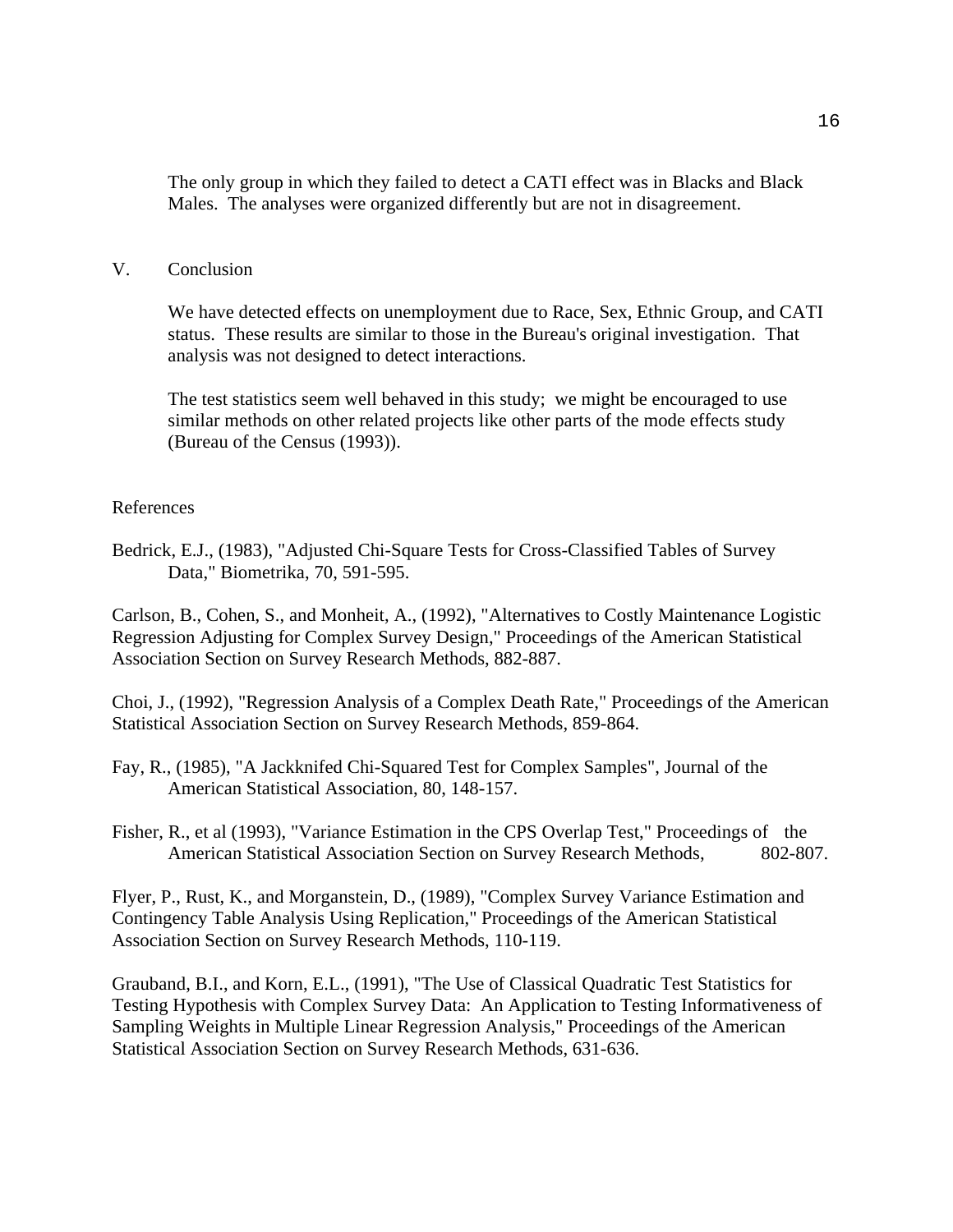The only group in which they failed to detect a CATI effect was in Blacks and Black Males. The analyses were organized differently but are not in disagreement.

## V. Conclusion

We have detected effects on unemployment due to Race, Sex, Ethnic Group, and CATI status. These results are similar to those in the Bureau's original investigation. That analysis was not designed to detect interactions.

The test statistics seem well behaved in this study; we might be encouraged to use similar methods on other related projects like other parts of the mode effects study (Bureau of the Census (1993)).

## References

Bedrick, E.J., (1983), "Adjusted Chi-Square Tests for Cross-Classified Tables of Survey Data," Biometrika, 70, 591-595.

Carlson, B., Cohen, S., and Monheit, A., (1992), "Alternatives to Costly Maintenance Logistic Regression Adjusting for Complex Survey Design," Proceedings of the American Statistical Association Section on Survey Research Methods, 882-887.

Choi, J., (1992), "Regression Analysis of a Complex Death Rate," Proceedings of the American Statistical Association Section on Survey Research Methods, 859-864.

Fay, R., (1985), "A Jackknifed Chi-Squared Test for Complex Samples", Journal of the American Statistical Association, 80, 148-157.

Fisher, R., et al (1993), "Variance Estimation in the CPS Overlap Test," Proceedings of the American Statistical Association Section on Survey Research Methods, 802-807.

Flyer, P., Rust, K., and Morganstein, D., (1989), "Complex Survey Variance Estimation and Contingency Table Analysis Using Replication," Proceedings of the American Statistical Association Section on Survey Research Methods, 110-119.

Grauband, B.I., and Korn, E.L., (1991), "The Use of Classical Quadratic Test Statistics for Testing Hypothesis with Complex Survey Data: An Application to Testing Informativeness of Sampling Weights in Multiple Linear Regression Analysis," Proceedings of the American Statistical Association Section on Survey Research Methods, 631-636.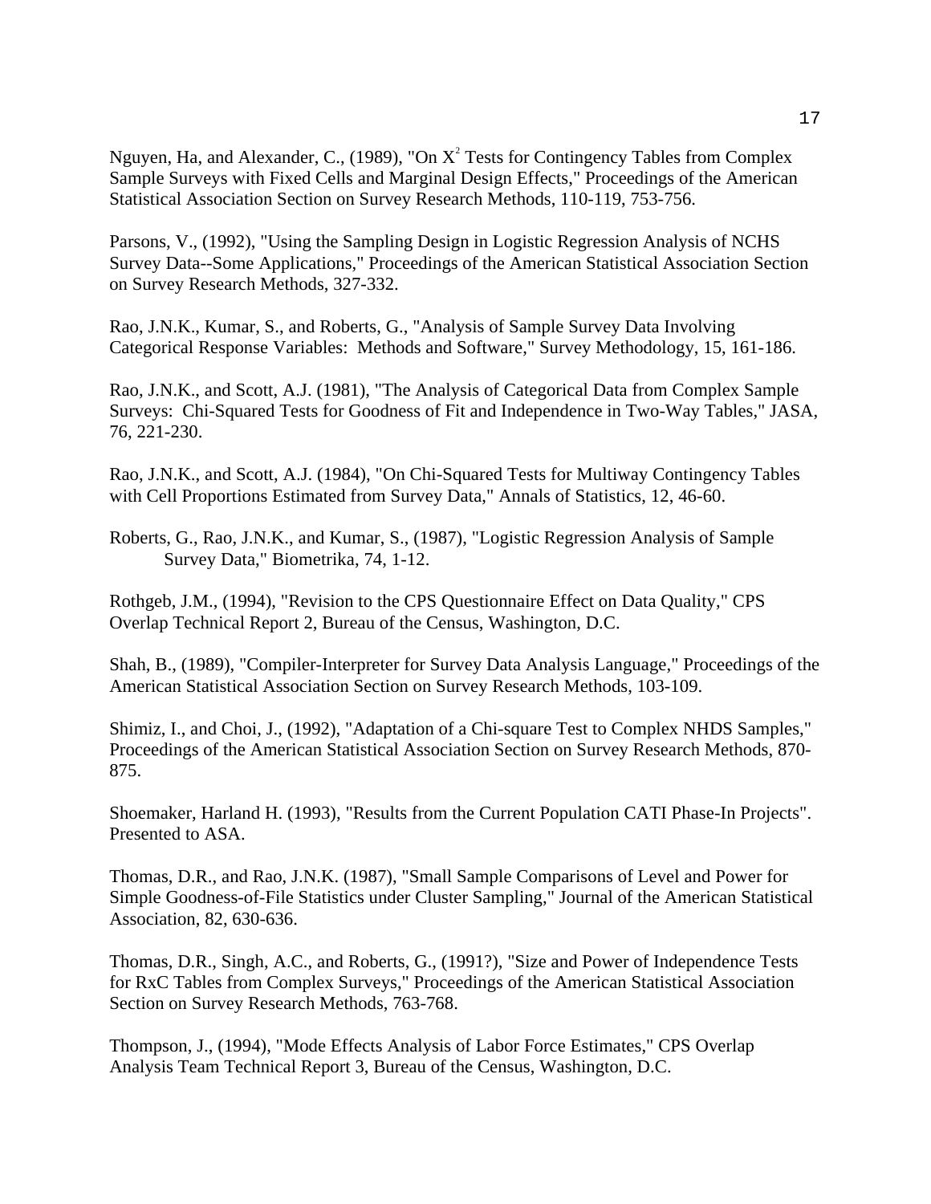Nguyen, Ha, and Alexander, C., (1989), "On $X^2$ Tests for Contingency Tables from Complex Sample Surveys with Fixed Cells and Marginal Design Effects," Proceedings of the American Statistical Association Section on Survey Research Methods, 110-119, 753-756.

Parsons, V., (1992), "Using the Sampling Design in Logistic Regression Analysis of NCHS Survey Data--Some Applications," Proceedings of the American Statistical Association Section on Survey Research Methods, 327-332.

Rao, J.N.K., Kumar, S., and Roberts, G., "Analysis of Sample Survey Data Involving Categorical Response Variables: Methods and Software," Survey Methodology, 15, 161-186.

Rao, J.N.K., and Scott, A.J. (1981), "The Analysis of Categorical Data from Complex Sample Surveys: Chi-Squared Tests for Goodness of Fit and Independence in Two-Way Tables," JASA, 76, 221-230.

Rao, J.N.K., and Scott, A.J. (1984), "On Chi-Squared Tests for Multiway Contingency Tables with Cell Proportions Estimated from Survey Data," Annals of Statistics, 12, 46-60.

Roberts, G., Rao, J.N.K., and Kumar, S., (1987), "Logistic Regression Analysis of Sample Survey Data," Biometrika, 74, 1-12.

Rothgeb, J.M., (1994), "Revision to the CPS Questionnaire Effect on Data Quality," CPS Overlap Technical Report 2, Bureau of the Census, Washington, D.C.

Shah, B., (1989), "Compiler-Interpreter for Survey Data Analysis Language," Proceedings of the American Statistical Association Section on Survey Research Methods, 103-109.

Shimiz, I., and Choi, J., (1992), "Adaptation of a Chi-square Test to Complex NHDS Samples," Proceedings of the American Statistical Association Section on Survey Research Methods, 870-875.

Shoemaker, Harland H. (1993), "Results from the Current Population CATI Phase-In Projects". Presented to ASA.

Thomas, D.R., and Rao, J.N.K. (1987), "Small Sample Comparisons of Level and Power for Simple Goodness-of-File Statistics under Cluster Sampling," Journal of the American Statistical Association, 82, 630-636.

Thomas, D.R., Singh, A.C., and Roberts, G., (1991?), "Size and Power of Independence Tests for RxC Tables from Complex Surveys," Proceedings of the American Statistical Association Section on Survey Research Methods, 763-768.

Thompson, J., (1994), "Mode Effects Analysis of Labor Force Estimates," CPS Overlap Analysis Team Technical Report 3, Bureau of the Census, Washington, D.C.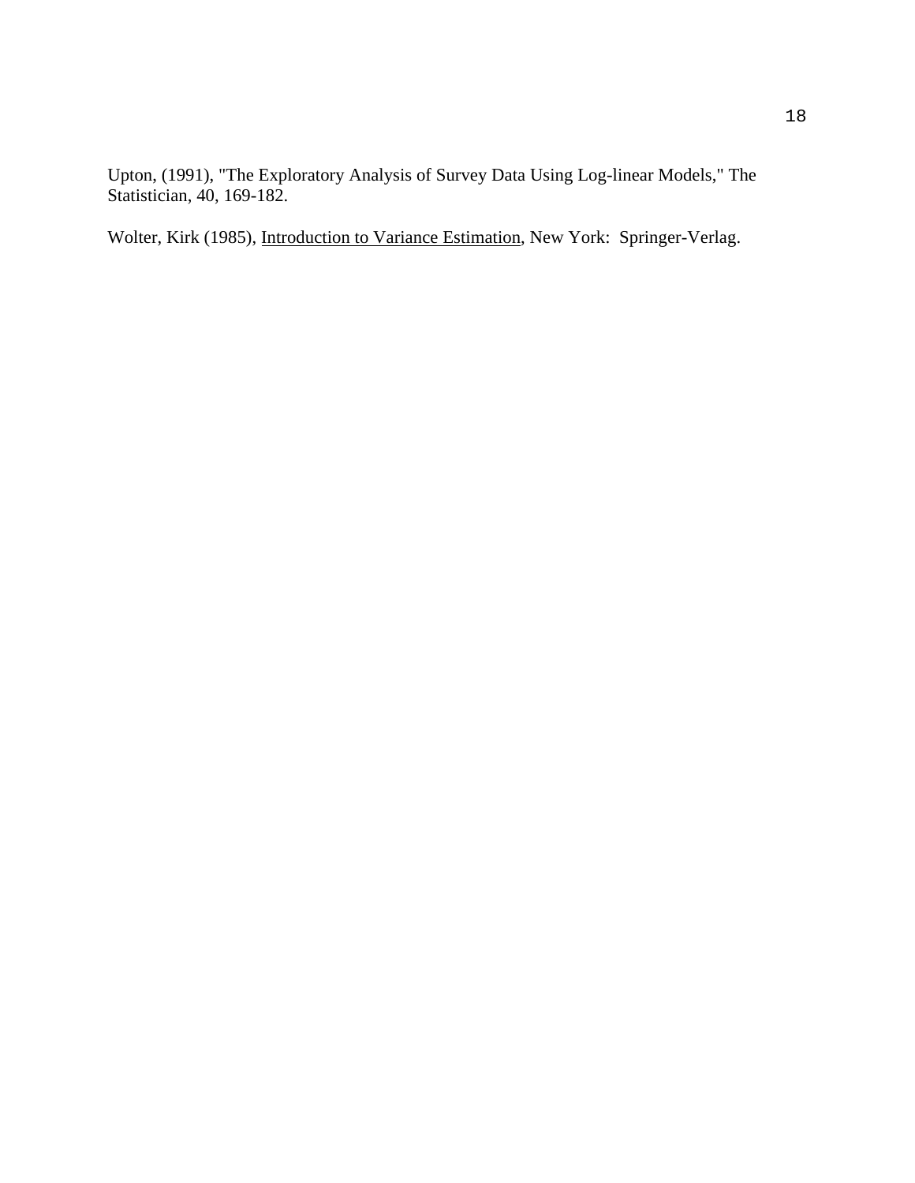Upton, (1991), "The Exploratory Analysis of Survey Data Using Log-linear Models," The Statistician, 40, 169-182.

Wolter, Kirk (1985), <u>Introduction to Variance Estimation</u>, New York: Springer-Verlag.